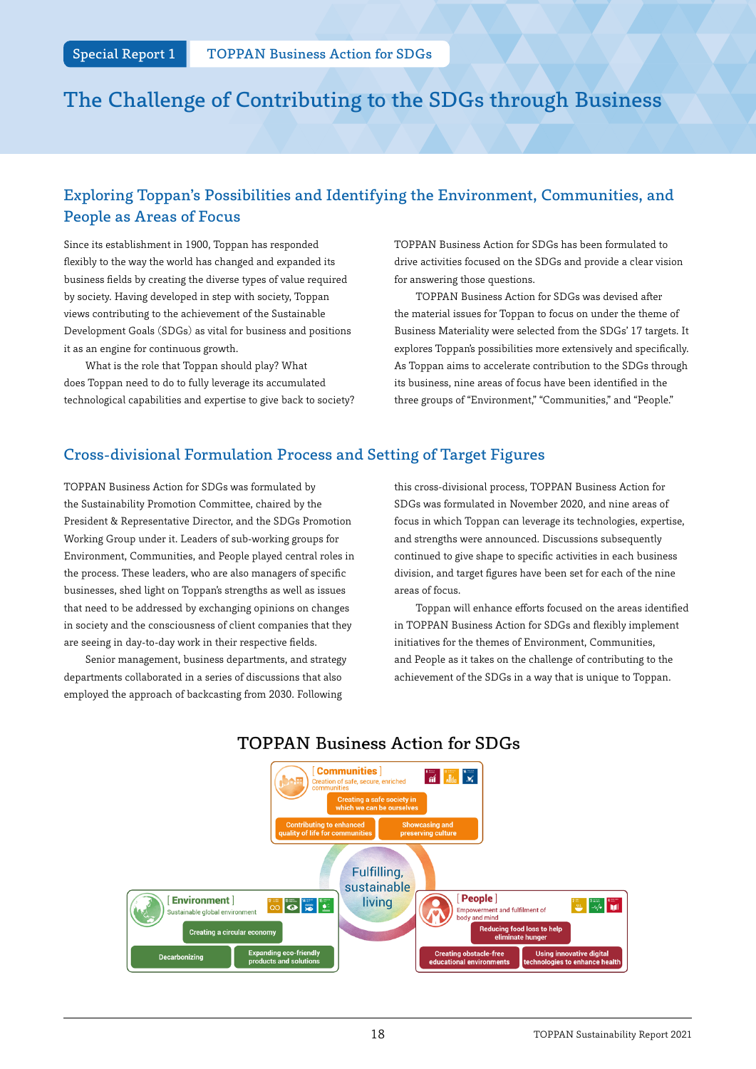Special Report 1 | TOPPAN Business Action for SDGs

# The Challenge of Contributing to the SDGs through Business

## Exploring Toppan's Possibilities and Identifying the Environment, Communities, and People as Areas of Focus

Since its establishment in 1900, Toppan has responded flexibly to the way the world has changed and expanded its business fields by creating the diverse types of value required by society. Having developed in step with society, Toppan views contributing to the achievement of the Sustainable Development Goals (SDGs) as vital for business and positions it as an engine for continuous growth.

What is the role that Toppan should play? What does Toppan need to do to fully leverage its accumulated technological capabilities and expertise to give back to society? TOPPAN Business Action for SDGs has been formulated to drive activities focused on the SDGs and provide a clear vision for answering those questions.

TOPPAN Business Action for SDGs was devised after the material issues for Toppan to focus on under the theme of Business Materiality were selected from the SDGs' 17 targets. It explores Toppan's possibilities more extensively and specifically. As Toppan aims to accelerate contribution to the SDGs through its business, nine areas of focus have been identified in the three groups of "Environment," "Communities," and "People."

## Cross-divisional Formulation Process and Setting of Target Figures

TOPPAN Business Action for SDGs was formulated by the Sustainability Promotion Committee, chaired by the President & Representative Director, and the SDGs Promotion Working Group under it. Leaders of sub-working groups for Environment, Communities, and People played central roles in the process. These leaders, who are also managers of specific businesses, shed light on Toppan's strengths as well as issues that need to be addressed by exchanging opinions on changes in society and the consciousness of client companies that they are seeing in day-to-day work in their respective fields.

Senior management, business departments, and strategy departments collaborated in a series of discussions that also employed the approach of backcasting from 2030. Following this cross-divisional process, TOPPAN Business Action for SDGs was formulated in November 2020, and nine areas of focus in which Toppan can leverage its technologies, expertise, and strengths were announced. Discussions subsequently continued to give shape to specific activities in each business division, and target figures have been set for each of the nine areas of focus.

Toppan will enhance efforts focused on the areas identified in TOPPAN Business Action for SDGs and flexibly implement initiatives for the themes of Environment, Communities, and People as it takes on the challenge of contributing to the achievement of the SDGs in a way that is unique to Toppan.

### TOPPAN Business Action for SDGs

**[ Communities ]** Creation of safe, secure, enriched communities
- Creating a safe society in which we can be ourselves
- Contributing to enhanced quality of life for communities
- Showcasing and preserving culture

**Fulfilling, sustainable living**

**[ Environment ]** Sustainable global environment
- Creating a circular economy
- Decarbonizing
- Expanding eco-friendly products and solutions

**[ People ]** Empowerment and fulfilment of body and mind
- Reducing food loss to help eliminate hunger
- Creating obstacle-free educational environments
- Using innovative digital technologies to enhance health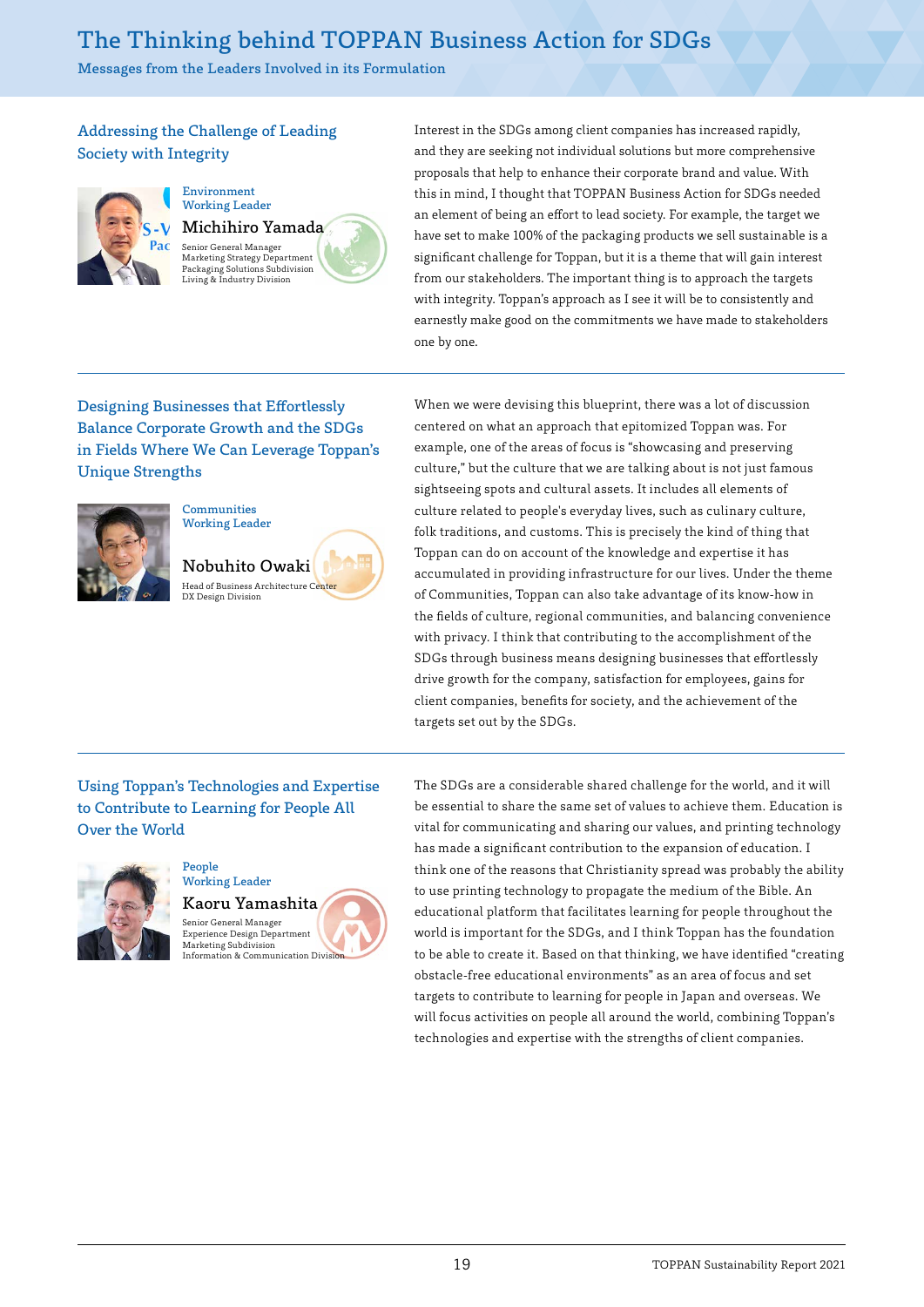# The Thinking behind TOPPAN Business Action for SDGs

Messages from the Leaders Involved in its Formulation

## Addressing the Challenge of Leading Society with Integrity

Environment
Working Leader

**Michihiro Yamada**

Senior General Manager
Marketing Strategy Department
Packaging Solutions Subdivision
Living & Industry Division

Interest in the SDGs among client companies has increased rapidly, and they are seeking not individual solutions but more comprehensive proposals that help to enhance their corporate brand and value. With this in mind, I thought that TOPPAN Business Action for SDGs needed an element of being an effort to lead society. For example, the target we have set to make 100% of the packaging products we sell sustainable is a significant challenge for Toppan, but it is a theme that will gain interest from our stakeholders. The important thing is to approach the targets with integrity. Toppan's approach as I see it will be to consistently and earnestly make good on the commitments we have made to stakeholders one by one.

## Designing Businesses that Effortlessly Balance Corporate Growth and the SDGs in Fields Where We Can Leverage Toppan's Unique Strengths

Communities
Working Leader

**Nobuhito Owaki**

Head of Business Architecture Center
DX Design Division

When we were devising this blueprint, there was a lot of discussion centered on what an approach that epitomized Toppan was. For example, one of the areas of focus is "showcasing and preserving culture," but the culture that we are talking about is not just famous sightseeing spots and cultural assets. It includes all elements of culture related to people's everyday lives, such as culinary culture, folk traditions, and customs. This is precisely the kind of thing that Toppan can do on account of the knowledge and expertise it has accumulated in providing infrastructure for our lives. Under the theme of Communities, Toppan can also take advantage of its know-how in the fields of culture, regional communities, and balancing convenience with privacy. I think that contributing to the accomplishment of the SDGs through business means designing businesses that effortlessly drive growth for the company, satisfaction for employees, gains for client companies, benefits for society, and the achievement of the targets set out by the SDGs.

## Using Toppan's Technologies and Expertise to Contribute to Learning for People All Over the World

People
Working Leader

**Kaoru Yamashita**

Senior General Manager
Experience Design Department
Marketing Subdivision
Information & Communication Division

The SDGs are a considerable shared challenge for the world, and it will be essential to share the same set of values to achieve them. Education is vital for communicating and sharing our values, and printing technology has made a significant contribution to the expansion of education. I think one of the reasons that Christianity spread was probably the ability to use printing technology to propagate the medium of the Bible. An educational platform that facilitates learning for people throughout the world is important for the SDGs, and I think Toppan has the foundation to be able to create it. Based on that thinking, we have identified "creating obstacle-free educational environments" as an area of focus and set targets to contribute to learning for people in Japan and overseas. We will focus activities on people all around the world, combining Toppan's technologies and expertise with the strengths of client companies.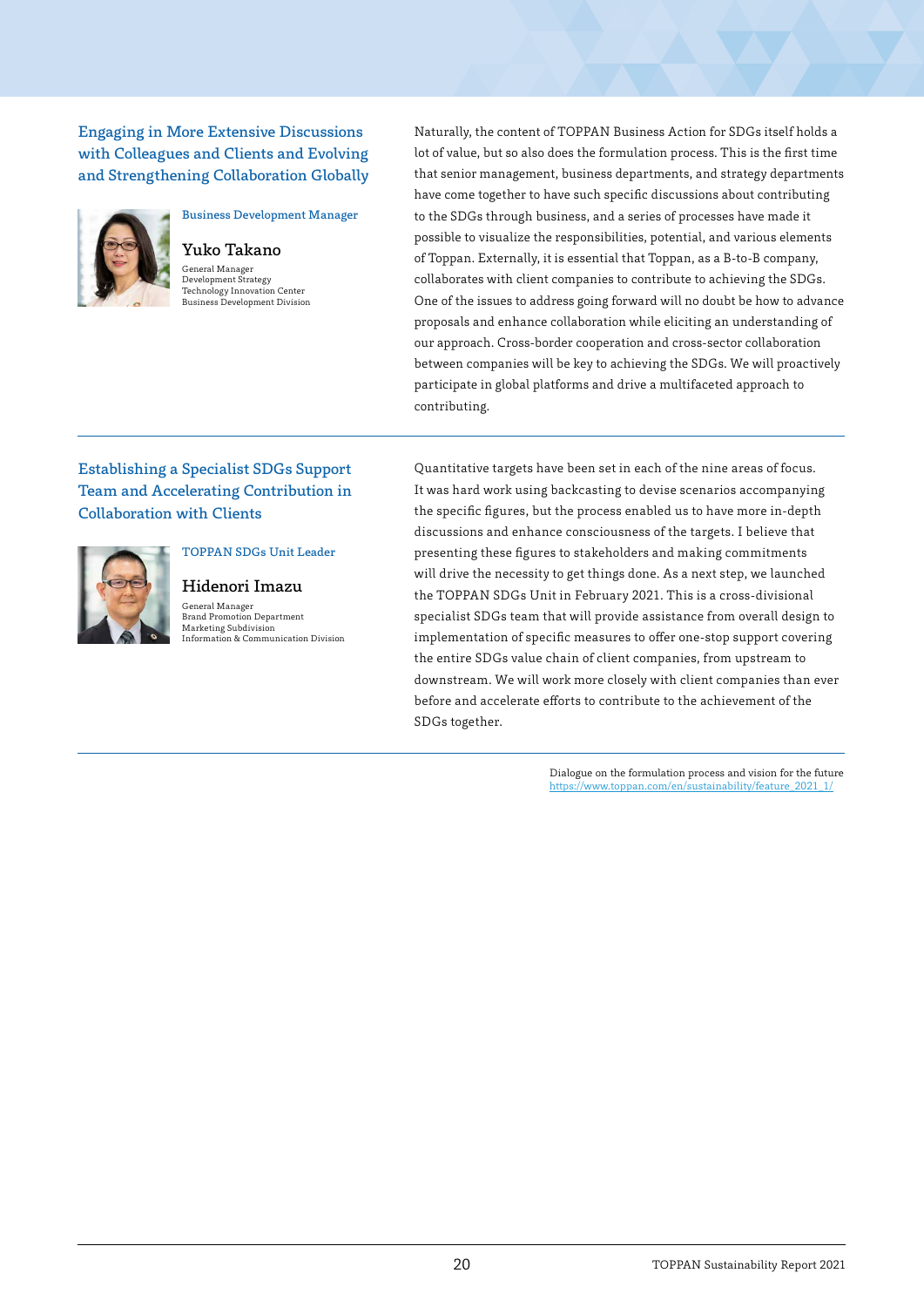## Engaging in More Extensive Discussions with Colleagues and Clients and Evolving and Strengthening Collaboration Globally

Business Development Manager

**Yuko Takano**

General Manager
Development Strategy
Technology Innovation Center
Business Development Division

Naturally, the content of TOPPAN Business Action for SDGs itself holds a lot of value, but so also does the formulation process. This is the first time that senior management, business departments, and strategy departments have come together to have such specific discussions about contributing to the SDGs through business, and a series of processes have made it possible to visualize the responsibilities, potential, and various elements of Toppan. Externally, it is essential that Toppan, as a B-to-B company, collaborates with client companies to contribute to achieving the SDGs. One of the issues to address going forward will no doubt be how to advance proposals and enhance collaboration while eliciting an understanding of our approach. Cross-border cooperation and cross-sector collaboration between companies will be key to achieving the SDGs. We will proactively participate in global platforms and drive a multifaceted approach to contributing.

## Establishing a Specialist SDGs Support Team and Accelerating Contribution in Collaboration with Clients

TOPPAN SDGs Unit Leader

**Hidenori Imazu**

General Manager
Brand Promotion Department
Marketing Subdivision
Information & Communication Division

Quantitative targets have been set in each of the nine areas of focus. It was hard work using backcasting to devise scenarios accompanying the specific figures, but the process enabled us to have more in-depth discussions and enhance consciousness of the targets. I believe that presenting these figures to stakeholders and making commitments will drive the necessity to get things done. As a next step, we launched the TOPPAN SDGs Unit in February 2021. This is a cross-divisional specialist SDGs team that will provide assistance from overall design to implementation of specific measures to offer one-stop support covering the entire SDGs value chain of client companies, from upstream to downstream. We will work more closely with client companies than ever before and accelerate efforts to contribute to the achievement of the SDGs together.

Dialogue on the formulation process and vision for the future
https://www.toppan.com/en/sustainability/feature_2021_1/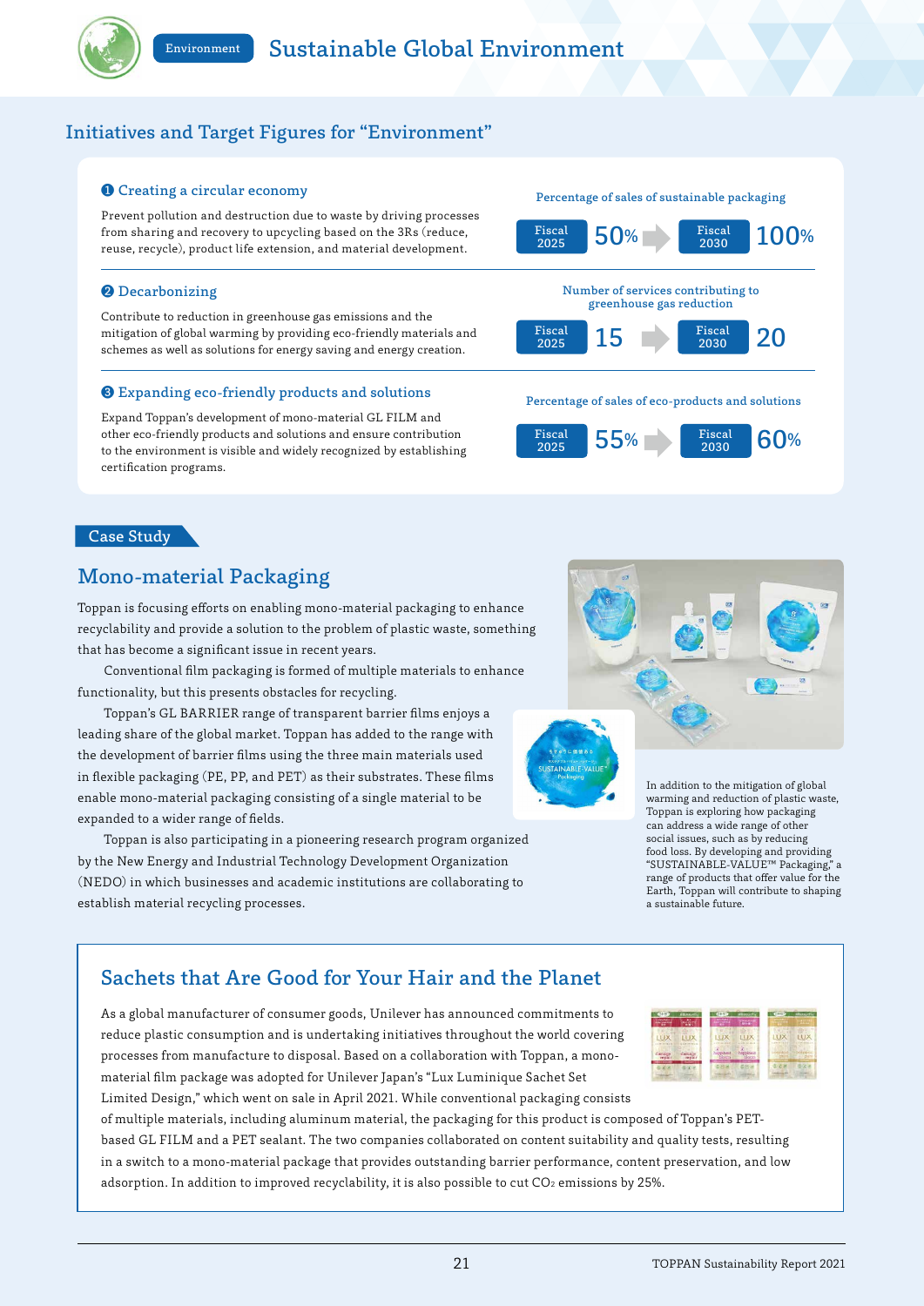# Environment — Sustainable Global Environment

## Initiatives and Target Figures for "Environment"

### ❶ Creating a circular economy

Prevent pollution and destruction due to waste by driving processes from sharing and recovery to upcycling based on the 3Rs (reduce, reuse, recycle), product life extension, and material development.

**Percentage of sales of sustainable packaging**

Fiscal 2025: 50% → Fiscal 2030: 100%

### ❷ Decarbonizing

Contribute to reduction in greenhouse gas emissions and the mitigation of global warming by providing eco-friendly materials and schemes as well as solutions for energy saving and energy creation.

**Number of services contributing to greenhouse gas reduction**

Fiscal 2025: 15 → Fiscal 2030: 20

### ❸ Expanding eco-friendly products and solutions

Expand Toppan's development of mono-material GL FILM and other eco-friendly products and solutions and ensure contribution to the environment is visible and widely recognized by establishing certification programs.

**Percentage of sales of eco-products and solutions**

Fiscal 2025: 55% → Fiscal 2030: 60%

## Case Study

## Mono-material Packaging

Toppan is focusing efforts on enabling mono-material packaging to enhance recyclability and provide a solution to the problem of plastic waste, something that has become a significant issue in recent years.

Conventional film packaging is formed of multiple materials to enhance functionality, but this presents obstacles for recycling.

Toppan's GL BARRIER range of transparent barrier films enjoys a leading share of the global market. Toppan has added to the range with the development of barrier films using the three main materials used in flexible packaging (PE, PP, and PET) as their substrates. These films enable mono-material packaging consisting of a single material to be expanded to a wider range of fields.

Toppan is also participating in a pioneering research program organized by the New Energy and Industrial Technology Development Organization (NEDO) in which businesses and academic institutions are collaborating to establish material recycling processes.

In addition to the mitigation of global warming and reduction of plastic waste, Toppan is exploring how packaging can address a wide range of other social issues, such as by reducing food loss. By developing and providing "SUSTAINABLE-VALUE™ Packaging," a range of products that offer value for the Earth, Toppan will contribute to shaping a sustainable future.

## Sachets that Are Good for Your Hair and the Planet

As a global manufacturer of consumer goods, Unilever has announced commitments to reduce plastic consumption and is undertaking initiatives throughout the world covering processes from manufacture to disposal. Based on a collaboration with Toppan, a mono-material film package was adopted for Unilever Japan's "Lux Luminique Sachet Set Limited Design," which went on sale in April 2021. While conventional packaging consists of multiple materials, including aluminum material, the packaging for this product is composed of Toppan's PET-based GL FILM and a PET sealant. The two companies collaborated on content suitability and quality tests, resulting in a switch to a mono-material package that provides outstanding barrier performance, content preservation, and low adsorption. In addition to improved recyclability, it is also possible to cut $CO_2$ emissions by 25%.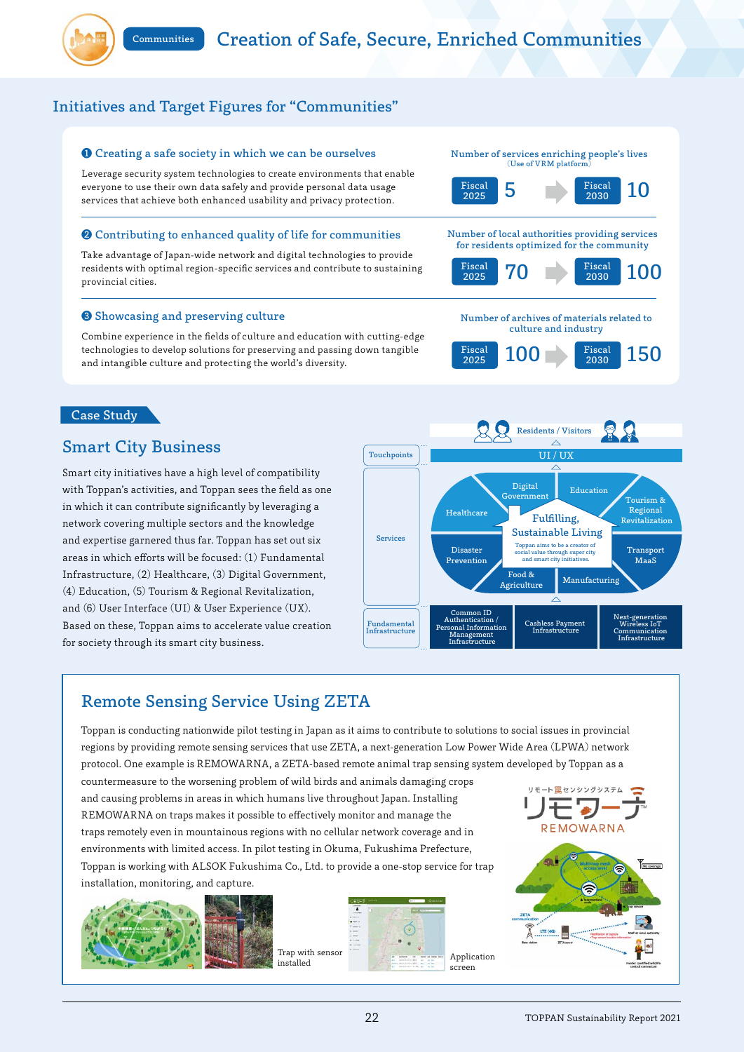Communities

# Creation of Safe, Secure, Enriched Communities

## Initiatives and Target Figures for "Communities"

### ❶ Creating a safe society in which we can be ourselves

Leverage security system technologies to create environments that enable everyone to use their own data safely and provide personal data usage services that achieve both enhanced usability and privacy protection.

**Number of services enriching people's lives** (Use of VRM platform)

Fiscal 2025: 5 → Fiscal 2030: 10

### ❷ Contributing to enhanced quality of life for communities

Take advantage of Japan-wide network and digital technologies to provide residents with optimal region-specific services and contribute to sustaining provincial cities.

**Number of local authorities providing services for residents optimized for the community**

Fiscal 2025: 70 → Fiscal 2030: 100

### ❸ Showcasing and preserving culture

Combine experience in the fields of culture and education with cutting-edge technologies to develop solutions for preserving and passing down tangible and intangible culture and protecting the world's diversity.

**Number of archives of materials related to culture and industry**

Fiscal 2025: 100 → Fiscal 2030: 150

## Case Study

### Smart City Business

Smart city initiatives have a high level of compatibility with Toppan's activities, and Toppan sees the field as one in which it can contribute significantly by leveraging a network covering multiple sectors and the knowledge and expertise garnered thus far. Toppan has set out six areas in which efforts will be focused: (1) Fundamental Infrastructure, (2) Healthcare, (3) Digital Government, (4) Education, (5) Tourism & Regional Revitalization, and (6) User Interface (UI) & User Experience (UX). Based on these, Toppan aims to accelerate value creation for society through its smart city business.

Residents / Visitors

Touchpoints: UI / UX

Services: Digital Government, Education, Healthcare, Tourism & Regional Revitalization, Disaster Prevention, Transport MaaS, Food & Agriculture, Manufacturing

Fulfilling, Sustainable Living — Toppan aims to be a creator of social value through super city and smart city initiatives.

Fundamental Infrastructure: Common ID Authentication / Personal Information Management Infrastructure; Cashless Payment Infrastructure; Next-generation Wireless IoT Communication Infrastructure

## Remote Sensing Service Using ZETA

Toppan is conducting nationwide pilot testing in Japan as it aims to contribute to solutions to social issues in provincial regions by providing remote sensing services that use ZETA, a next-generation Low Power Wide Area (LPWA) network protocol. One example is REMOWARNA, a ZETA-based remote animal trap sensing system developed by Toppan as a countermeasure to the worsening problem of wild birds and animals damaging crops and causing problems in areas in which humans live throughout Japan. Installing REMOWARNA on traps makes it possible to effectively monitor and manage the traps remotely even in mountainous regions with no cellular network coverage and in environments with limited access. In pilot testing in Okuma, Fukushima Prefecture, Toppan is working with ALSOK Fukushima Co., Ltd. to provide a one-stop service for trap installation, monitoring, and capture.

リモート罠センシングシステム リモワーナ REMOWARNA

Trap with sensor installed

Application screen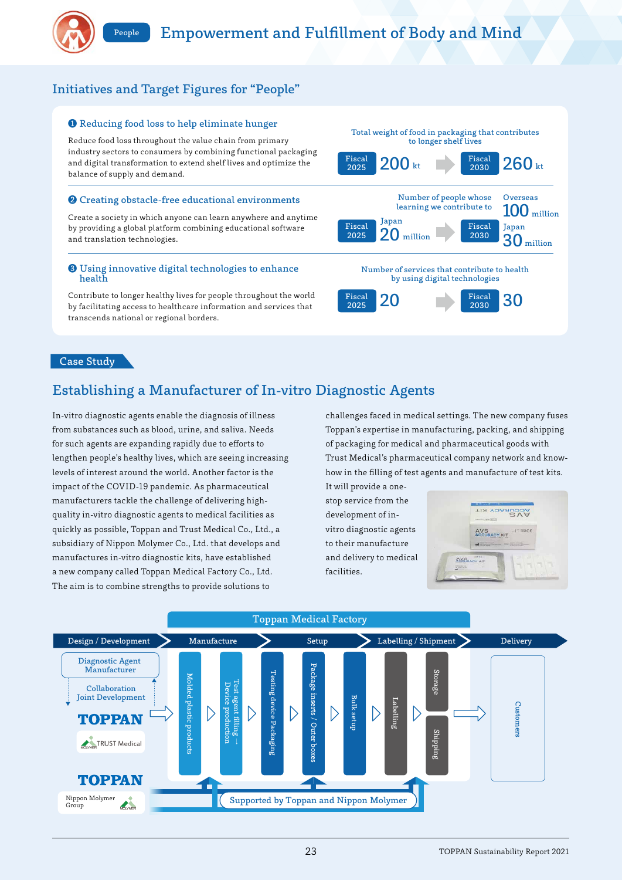# Empowerment and Fulfillment of Body and Mind

People

## Initiatives and Target Figures for "People"

### ❶ Reducing food loss to help eliminate hunger

Reduce food loss throughout the value chain from primary industry sectors to consumers by combining functional packaging and digital transformation to extend shelf lives and optimize the balance of supply and demand.

Total weight of food in packaging that contributes to longer shelf lives

Fiscal 2025: 200 kt → Fiscal 2030: 260 kt

### ❷ Creating obstacle-free educational environments

Create a society in which anyone can learn anywhere and anytime by providing a global platform combining educational software and translation technologies.

Number of people whose learning we contribute to

Fiscal 2025: Japan 20 million → Fiscal 2030: Overseas 100 million, Japan 30 million

### ❸ Using innovative digital technologies to enhance health

Contribute to longer healthy lives for people throughout the world by facilitating access to healthcare information and services that transcends national or regional borders.

Number of services that contribute to health by using digital technologies

Fiscal 2025: 20 → Fiscal 2030: 30

Case Study

## Establishing a Manufacturer of In-vitro Diagnostic Agents

In-vitro diagnostic agents enable the diagnosis of illness from substances such as blood, urine, and saliva. Needs for such agents are expanding rapidly due to efforts to lengthen people's healthy lives, which are seeing increasing levels of interest around the world. Another factor is the impact of the COVID-19 pandemic. As pharmaceutical manufacturers tackle the challenge of delivering high-quality in-vitro diagnostic agents to medical facilities as quickly as possible, Toppan and Trust Medical Co., Ltd., a subsidiary of Nippon Molymer Co., Ltd. that develops and manufactures in-vitro diagnostic kits, have established a new company called Toppan Medical Factory Co., Ltd. The aim is to combine strengths to provide solutions to challenges faced in medical settings. The new company fuses Toppan's expertise in manufacturing, packing, and shipping of packaging for medical and pharmaceutical goods with Trust Medical's pharmaceutical company network and know-how in the filling of test agents and manufacture of test kits. It will provide a one-stop service from the development of in-vitro diagnostic agents to their manufacture and delivery to medical facilities.

Toppan Medical Factory

Design / Development → Manufacture → Setup → Labelling / Shipment → Delivery

Diagnostic Agent Manufacturer

Collaboration Joint Development

TOPPAN

TRUST Medical

Molded plastic products → Test agent filling → Device production → Testing device Packaging → Package inserts / Outer boxes → Bulk setup → Labelling → Storage / Shipping → Customers

TOPPAN

Nippon Molymer Group

Supported by Toppan and Nippon Molymer